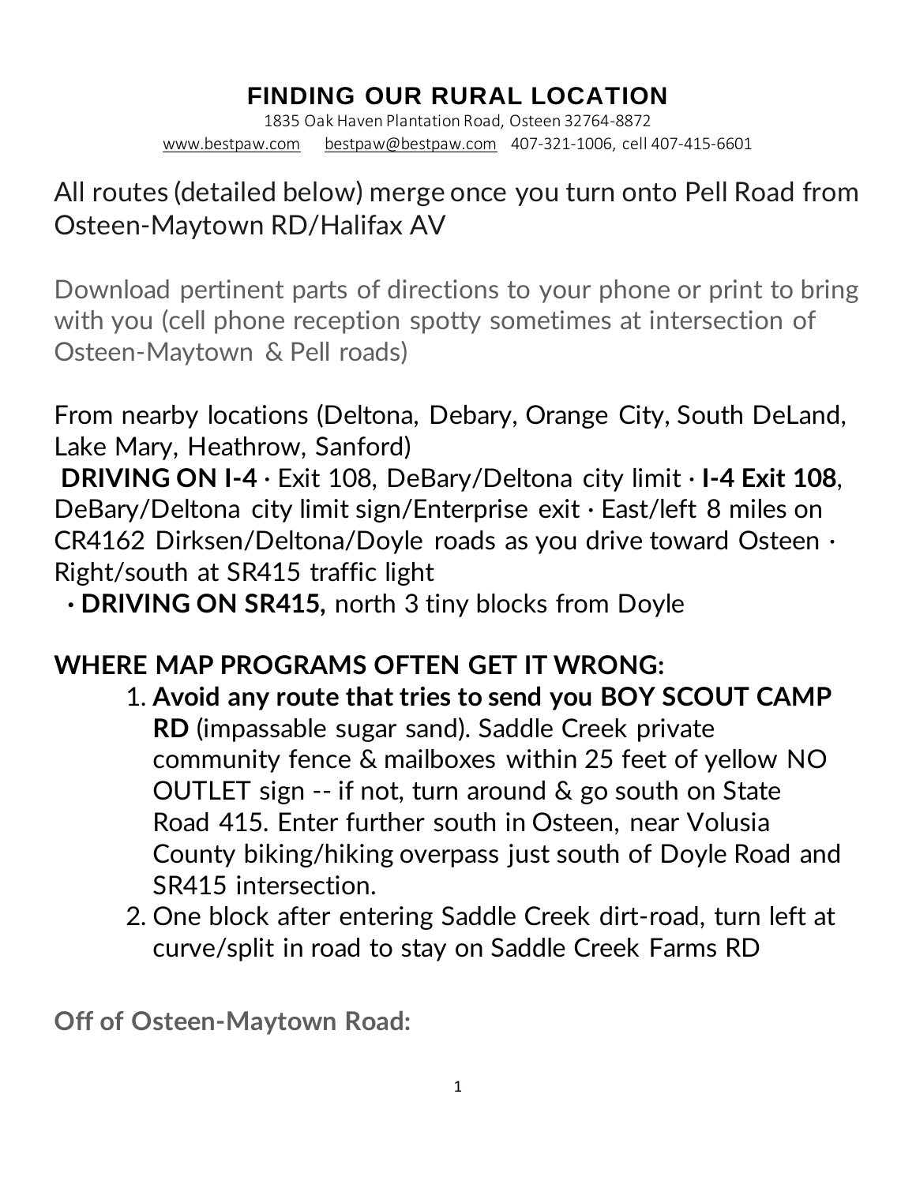# FINDING OUR RURAL LOCATION

1835 Oak Haven Plantation Road, Osteen 32764-8872

www.bestpaw.com   bestpaw@bestpaw.com   407-321-1006, cell 407-415-6601

All routes (detailed below) merge once you turn onto Pell Road from Osteen-Maytown RD/Halifax AV

Download pertinent parts of directions to your phone or print to bring with you (cell phone reception spotty sometimes at intersection of Osteen-Maytown & Pell roads)

From nearby locations (Deltona, Debary, Orange City, South DeLand, Lake Mary, Heathrow, Sanford)

**DRIVING ON I-4** · Exit 108, DeBary/Deltona city limit · **I-4 Exit 108**, DeBary/Deltona city limit sign/Enterprise exit · East/left 8 miles on CR4162 Dirksen/Deltona/Doyle roads as you drive toward Osteen · Right/south at SR415 traffic light

· **DRIVING ON SR415,** north 3 tiny blocks from Doyle

## WHERE MAP PROGRAMS OFTEN GET IT WRONG:

1. **Avoid any route that tries to send you BOY SCOUT CAMP RD** (impassable sugar sand). Saddle Creek private community fence & mailboxes within 25 feet of yellow NO OUTLET sign -- if not, turn around & go south on State Road 415. Enter further south in Osteen, near Volusia County biking/hiking overpass just south of Doyle Road and SR415 intersection.
2. One block after entering Saddle Creek dirt-road, turn left at curve/split in road to stay on Saddle Creek Farms RD

## Off of Osteen-Maytown Road: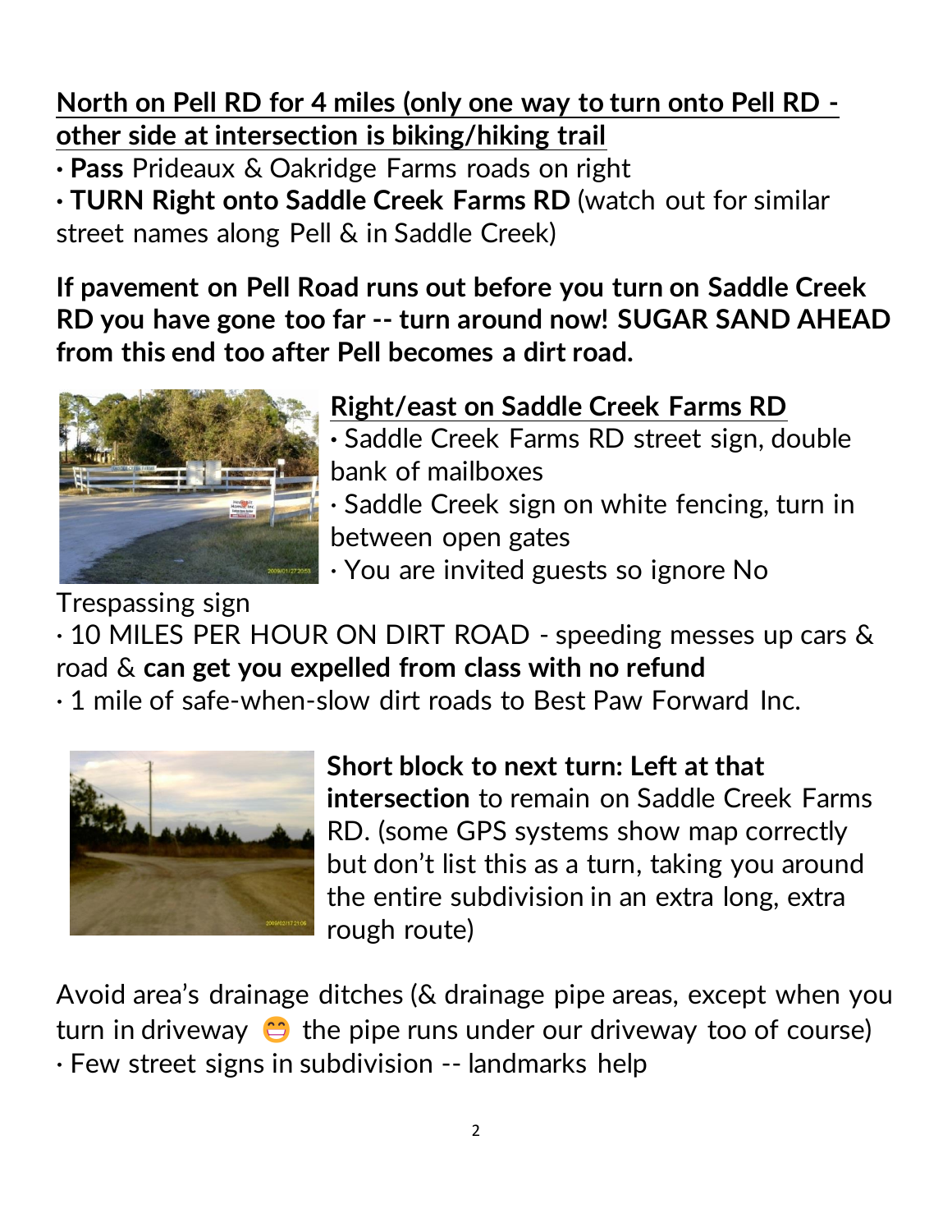**<u>North on Pell RD for 4 miles (only one way to turn onto Pell RD - other side at intersection is biking/hiking trail</u>**

- **Pass** Prideaux & Oakridge Farms roads on right
- **TURN Right onto Saddle Creek Farms RD** (watch out for similar street names along Pell & in Saddle Creek)

**If pavement on Pell Road runs out before you turn on Saddle Creek RD you have gone too far -- turn around now! SUGAR SAND AHEAD from this end too after Pell becomes a dirt road.**

**<u>Right/east on Saddle Creek Farms RD</u>**

- Saddle Creek Farms RD street sign, double bank of mailboxes
- Saddle Creek sign on white fencing, turn in between open gates
- You are invited guests so ignore No Trespassing sign
- 10 MILES PER HOUR ON DIRT ROAD - speeding messes up cars & road & **can get you expelled from class with no refund**
- 1 mile of safe-when-slow dirt roads to Best Paw Forward Inc.

**Short block to next turn: Left at that intersection** to remain on Saddle Creek Farms RD. (some GPS systems show map correctly but don't list this as a turn, taking you around the entire subdivision in an extra long, extra rough route)

Avoid area's drainage ditches (& drainage pipe areas, except when you turn in driveway 😁 the pipe runs under our driveway too of course)

- Few street signs in subdivision -- landmarks help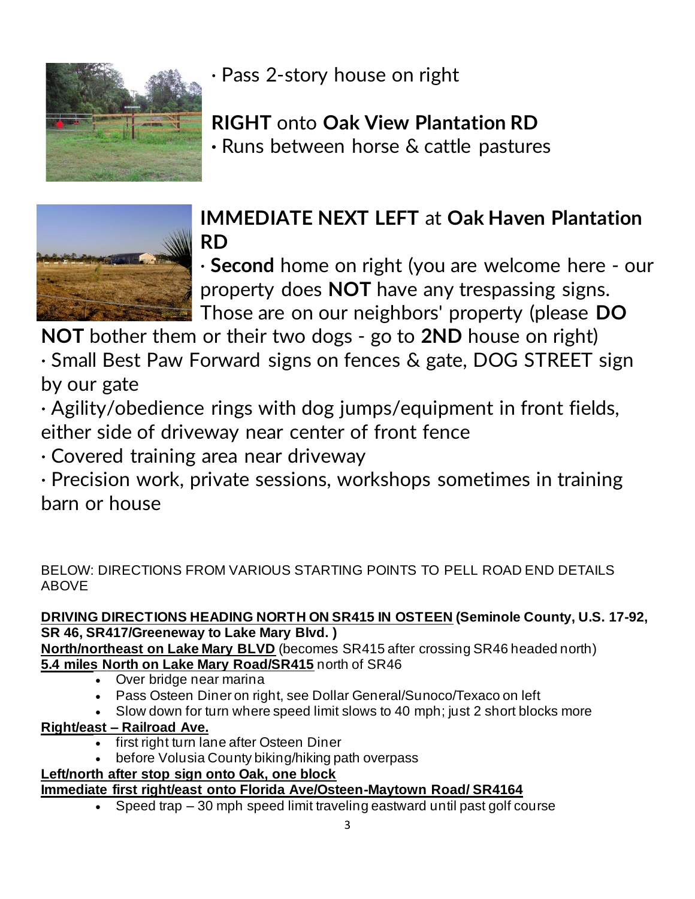· Pass 2-story house on right

**RIGHT** onto **Oak View Plantation RD**

· Runs between horse & cattle pastures

**IMMEDIATE NEXT LEFT** at **Oak Haven Plantation RD**

· **Second** home on right (you are welcome here - our property does **NOT** have any trespassing signs. Those are on our neighbors' property (please **DO NOT** bother them or their two dogs - go to **2ND** house on right)

· Small Best Paw Forward signs on fences & gate, DOG STREET sign by our gate

· Agility/obedience rings with dog jumps/equipment in front fields, either side of driveway near center of front fence

· Covered training area near driveway

· Precision work, private sessions, workshops sometimes in training barn or house

BELOW: DIRECTIONS FROM VARIOUS STARTING POINTS TO PELL ROAD END DETAILS ABOVE

**DRIVING DIRECTIONS HEADING NORTH ON SR415 IN OSTEEN (Seminole County, U.S. 17-92, SR 46, SR417/Greeneway to Lake Mary Blvd. )**

**North/northeast on Lake Mary BLVD** (becomes SR415 after crossing SR46 headed north)

**5.4 miles North on Lake Mary Road/SR415** north of SR46

- Over bridge near marina
- Pass Osteen Diner on right, see Dollar General/Sunoco/Texaco on left
- Slow down for turn where speed limit slows to 40 mph; just 2 short blocks more

**Right/east – Railroad Ave.**

- first right turn lane after Osteen Diner
- before Volusia County biking/hiking path overpass

**Left/north after stop sign onto Oak, one block**

**Immediate first right/east onto Florida Ave/Osteen-Maytown Road/ SR4164**

- Speed trap – 30 mph speed limit traveling eastward until past golf course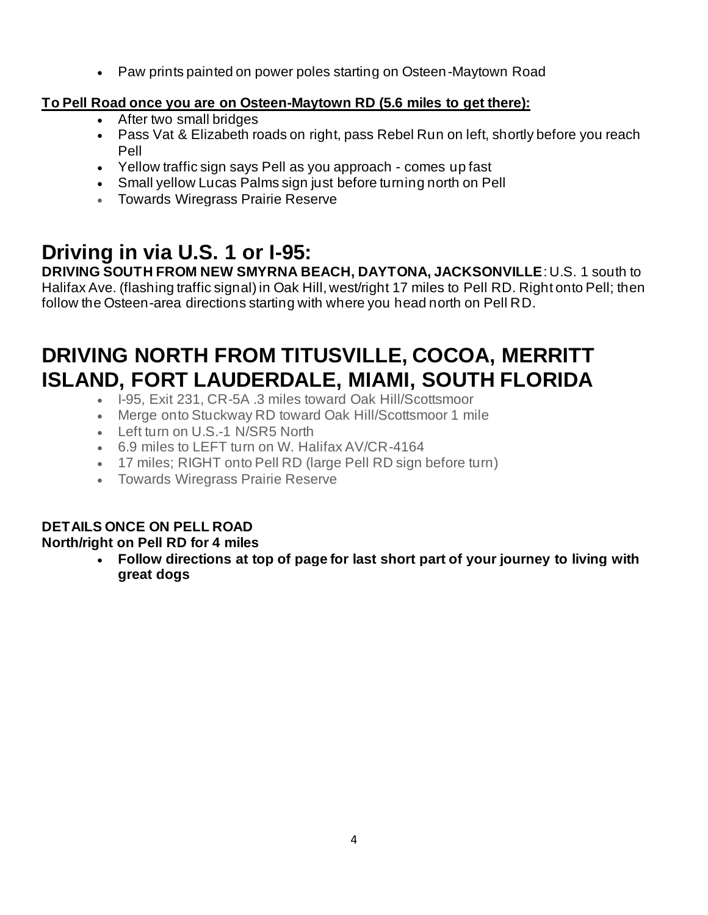- Paw prints painted on power poles starting on Osteen-Maytown Road

**To Pell Road once you are on Osteen-Maytown RD (5.6 miles to get there):**

- After two small bridges
- Pass Vat & Elizabeth roads on right, pass Rebel Run on left, shortly before you reach Pell
- Yellow traffic sign says Pell as you approach - comes up fast
- Small yellow Lucas Palms sign just before turning north on Pell
- Towards Wiregrass Prairie Reserve

# Driving in via U.S. 1 or I-95:

**DRIVING SOUTH FROM NEW SMYRNA BEACH, DAYTONA, JACKSONVILLE**: U.S. 1 south to Halifax Ave. (flashing traffic signal) in Oak Hill, west/right 17 miles to Pell RD. Right onto Pell; then follow the Osteen-area directions starting with where you head north on Pell RD.

# DRIVING NORTH FROM TITUSVILLE, COCOA, MERRITT ISLAND, FORT LAUDERDALE, MIAMI, SOUTH FLORIDA

- I-95, Exit 231, CR-5A .3 miles toward Oak Hill/Scottsmoor
- Merge onto Stuckway RD toward Oak Hill/Scottsmoor 1 mile
- Left turn on U.S.-1 N/SR5 North
- 6.9 miles to LEFT turn on W. Halifax AV/CR-4164
- 17 miles; RIGHT onto Pell RD (large Pell RD sign before turn)
- Towards Wiregrass Prairie Reserve

**DETAILS ONCE ON PELL ROAD**
**North/right on Pell RD for 4 miles**

- **Follow directions at top of page for last short part of your journey to living with great dogs**